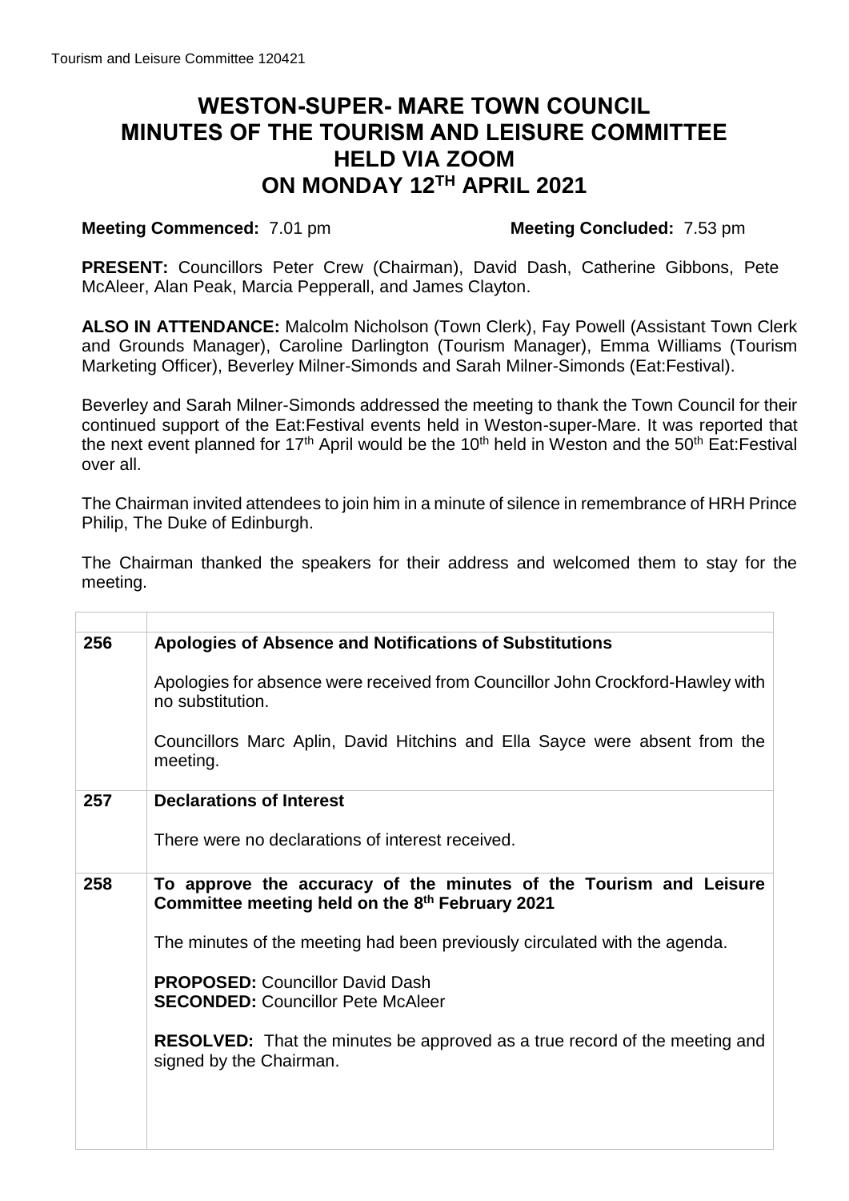# WESTON-SUPER- MARE TOWN COUNCIL
# MINUTES OF THE TOURISM AND LEISURE COMMITTEE
# HELD VIA ZOOM
# ON MONDAY 12TH APRIL 2021

**Meeting Commenced:** 7.01 pm **Meeting Concluded:** 7.53 pm

**PRESENT:** Councillors Peter Crew (Chairman), David Dash, Catherine Gibbons, Pete McAleer, Alan Peak, Marcia Pepperall, and James Clayton.

**ALSO IN ATTENDANCE:** Malcolm Nicholson (Town Clerk), Fay Powell (Assistant Town Clerk and Grounds Manager), Caroline Darlington (Tourism Manager), Emma Williams (Tourism Marketing Officer), Beverley Milner-Simonds and Sarah Milner-Simonds (Eat:Festival).

Beverley and Sarah Milner-Simonds addressed the meeting to thank the Town Council for their continued support of the Eat:Festival events held in Weston-super-Mare. It was reported that the next event planned for 17th April would be the 10th held in Weston and the 50th Eat:Festival over all.

The Chairman invited attendees to join him in a minute of silence in remembrance of HRH Prince Philip, The Duke of Edinburgh.

The Chairman thanked the speakers for their address and welcomed them to stay for the meeting.

| | |
|---|---|
| 256 | **Apologies of Absence and Notifications of Substitutions**<br><br>Apologies for absence were received from Councillor John Crockford-Hawley with no substitution.<br><br>Councillors Marc Aplin, David Hitchins and Ella Sayce were absent from the meeting. |
| 257 | **Declarations of Interest**<br><br>There were no declarations of interest received. |
| 258 | **To approve the accuracy of the minutes of the Tourism and Leisure Committee meeting held on the 8th February 2021**<br><br>The minutes of the meeting had been previously circulated with the agenda.<br><br>**PROPOSED:** Councillor David Dash<br>**SECONDED:** Councillor Pete McAleer<br><br>**RESOLVED:** That the minutes be approved as a true record of the meeting and signed by the Chairman. |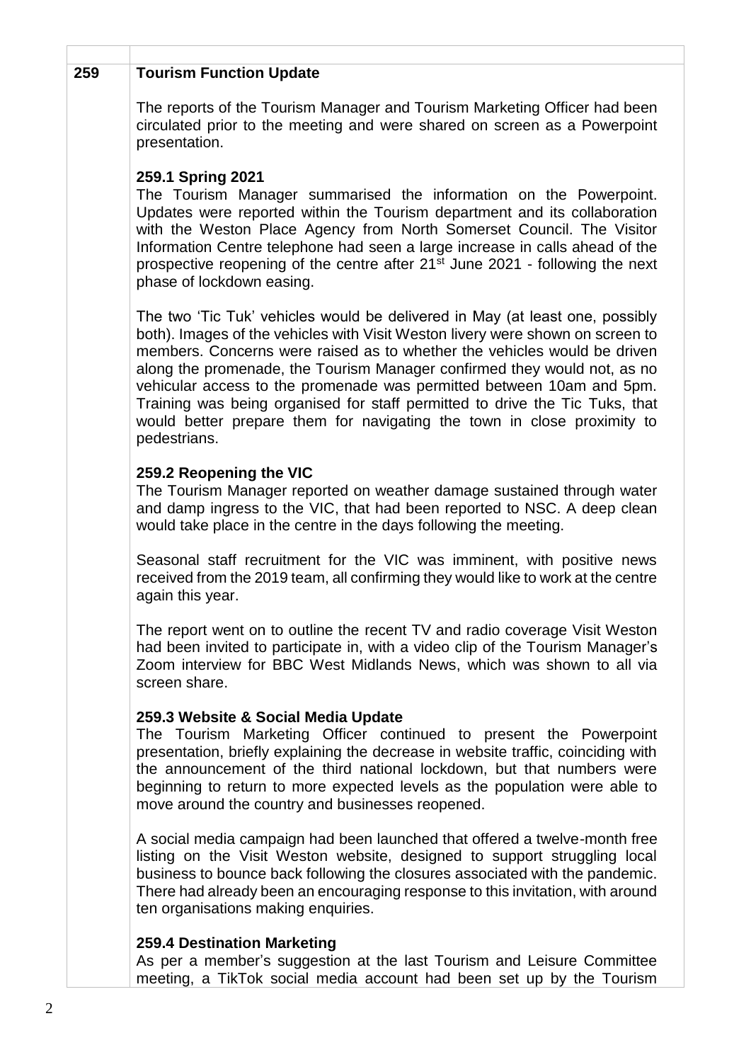**259 Tourism Function Update**

The reports of the Tourism Manager and Tourism Marketing Officer had been circulated prior to the meeting and were shared on screen as a Powerpoint presentation.

**259.1 Spring 2021**

The Tourism Manager summarised the information on the Powerpoint. Updates were reported within the Tourism department and its collaboration with the Weston Place Agency from North Somerset Council. The Visitor Information Centre telephone had seen a large increase in calls ahead of the prospective reopening of the centre after 21st June 2021 - following the next phase of lockdown easing.

The two 'Tic Tuk' vehicles would be delivered in May (at least one, possibly both). Images of the vehicles with Visit Weston livery were shown on screen to members. Concerns were raised as to whether the vehicles would be driven along the promenade, the Tourism Manager confirmed they would not, as no vehicular access to the promenade was permitted between 10am and 5pm. Training was being organised for staff permitted to drive the Tic Tuks, that would better prepare them for navigating the town in close proximity to pedestrians.

**259.2 Reopening the VIC**

The Tourism Manager reported on weather damage sustained through water and damp ingress to the VIC, that had been reported to NSC. A deep clean would take place in the centre in the days following the meeting.

Seasonal staff recruitment for the VIC was imminent, with positive news received from the 2019 team, all confirming they would like to work at the centre again this year.

The report went on to outline the recent TV and radio coverage Visit Weston had been invited to participate in, with a video clip of the Tourism Manager's Zoom interview for BBC West Midlands News, which was shown to all via screen share.

**259.3 Website & Social Media Update**

The Tourism Marketing Officer continued to present the Powerpoint presentation, briefly explaining the decrease in website traffic, coinciding with the announcement of the third national lockdown, but that numbers were beginning to return to more expected levels as the population were able to move around the country and businesses reopened.

A social media campaign had been launched that offered a twelve-month free listing on the Visit Weston website, designed to support struggling local business to bounce back following the closures associated with the pandemic. There had already been an encouraging response to this invitation, with around ten organisations making enquiries.

**259.4 Destination Marketing**

As per a member's suggestion at the last Tourism and Leisure Committee meeting, a TikTok social media account had been set up by the Tourism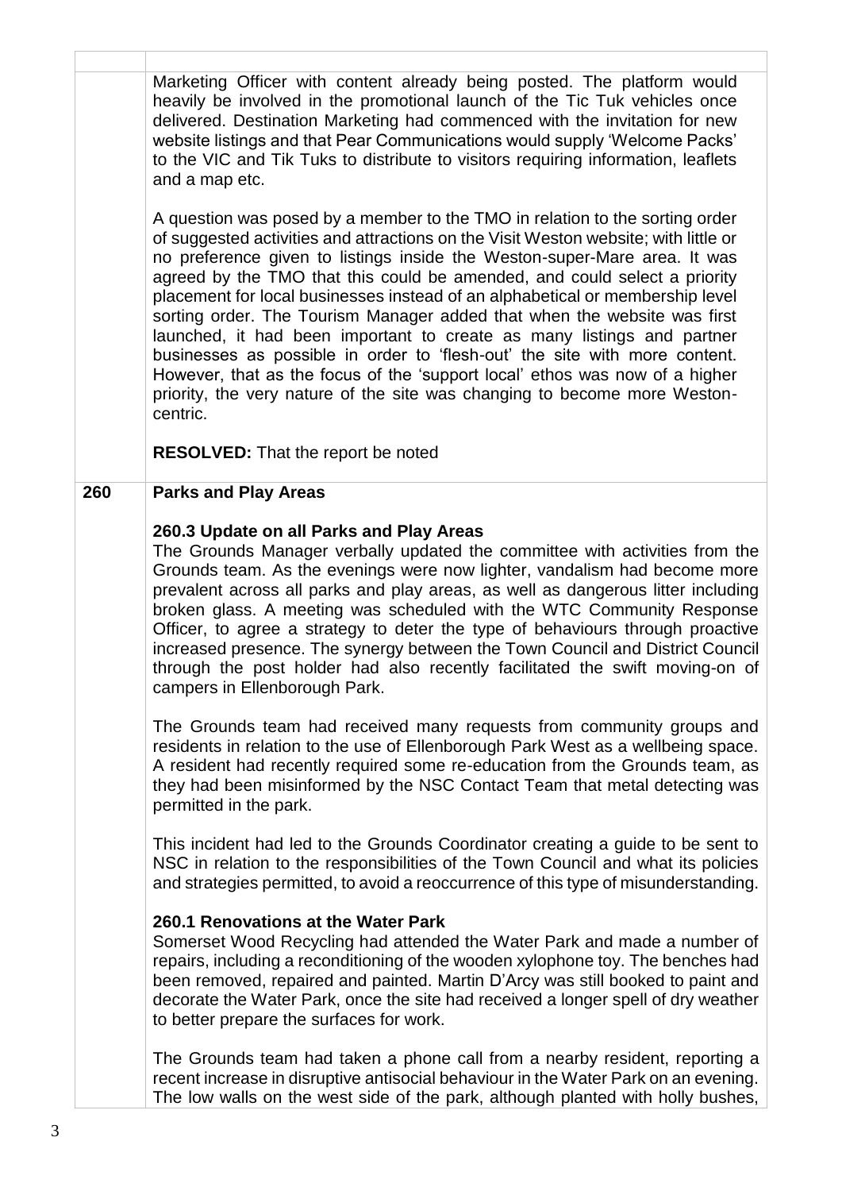Marketing Officer with content already being posted. The platform would heavily be involved in the promotional launch of the Tic Tuk vehicles once delivered. Destination Marketing had commenced with the invitation for new website listings and that Pear Communications would supply 'Welcome Packs' to the VIC and Tik Tuks to distribute to visitors requiring information, leaflets and a map etc.

A question was posed by a member to the TMO in relation to the sorting order of suggested activities and attractions on the Visit Weston website; with little or no preference given to listings inside the Weston-super-Mare area. It was agreed by the TMO that this could be amended, and could select a priority placement for local businesses instead of an alphabetical or membership level sorting order. The Tourism Manager added that when the website was first launched, it had been important to create as many listings and partner businesses as possible in order to 'flesh-out' the site with more content. However, that as the focus of the 'support local' ethos was now of a higher priority, the very nature of the site was changing to become more Weston-centric.

**RESOLVED:** That the report be noted

## 260 Parks and Play Areas

### 260.3 Update on all Parks and Play Areas

The Grounds Manager verbally updated the committee with activities from the Grounds team. As the evenings were now lighter, vandalism had become more prevalent across all parks and play areas, as well as dangerous litter including broken glass. A meeting was scheduled with the WTC Community Response Officer, to agree a strategy to deter the type of behaviours through proactive increased presence. The synergy between the Town Council and District Council through the post holder had also recently facilitated the swift moving-on of campers in Ellenborough Park.

The Grounds team had received many requests from community groups and residents in relation to the use of Ellenborough Park West as a wellbeing space. A resident had recently required some re-education from the Grounds team, as they had been misinformed by the NSC Contact Team that metal detecting was permitted in the park.

This incident had led to the Grounds Coordinator creating a guide to be sent to NSC in relation to the responsibilities of the Town Council and what its policies and strategies permitted, to avoid a reoccurrence of this type of misunderstanding.

### 260.1 Renovations at the Water Park

Somerset Wood Recycling had attended the Water Park and made a number of repairs, including a reconditioning of the wooden xylophone toy. The benches had been removed, repaired and painted. Martin D'Arcy was still booked to paint and decorate the Water Park, once the site had received a longer spell of dry weather to better prepare the surfaces for work.

The Grounds team had taken a phone call from a nearby resident, reporting a recent increase in disruptive antisocial behaviour in the Water Park on an evening. The low walls on the west side of the park, although planted with holly bushes,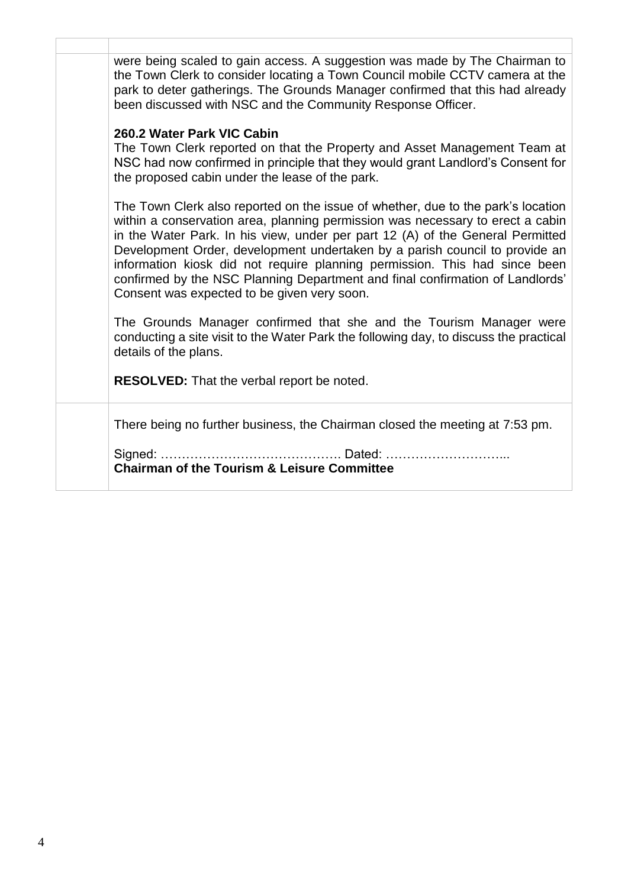were being scaled to gain access. A suggestion was made by The Chairman to the Town Clerk to consider locating a Town Council mobile CCTV camera at the park to deter gatherings. The Grounds Manager confirmed that this had already been discussed with NSC and the Community Response Officer.

**260.2 Water Park VIC Cabin**

The Town Clerk reported on that the Property and Asset Management Team at NSC had now confirmed in principle that they would grant Landlord's Consent for the proposed cabin under the lease of the park.

The Town Clerk also reported on the issue of whether, due to the park's location within a conservation area, planning permission was necessary to erect a cabin in the Water Park. In his view, under per part 12 (A) of the General Permitted Development Order, development undertaken by a parish council to provide an information kiosk did not require planning permission. This had since been confirmed by the NSC Planning Department and final confirmation of Landlords' Consent was expected to be given very soon.

The Grounds Manager confirmed that she and the Tourism Manager were conducting a site visit to the Water Park the following day, to discuss the practical details of the plans.

**RESOLVED:** That the verbal report be noted.

There being no further business, the Chairman closed the meeting at 7:53 pm.

Signed: ……………………………………. Dated: ………………………...

**Chairman of the Tourism & Leisure Committee**